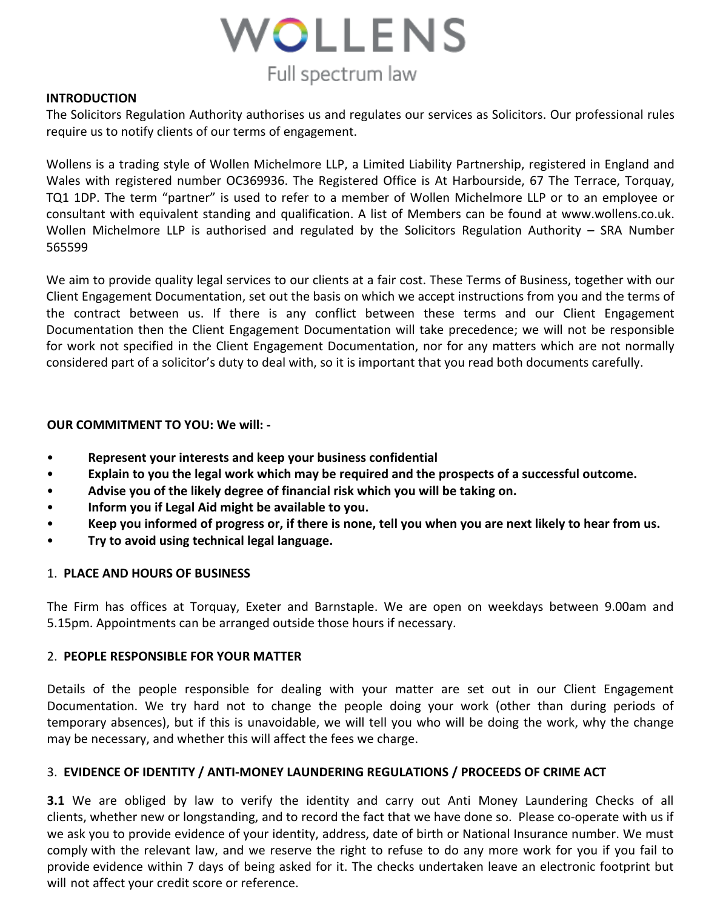# WOLLENS

Full spectrum law

**INTRODUCTION**

The Solicitors Regulation Authority authorises us and regulates our services as Solicitors. Our professional rules require us to notify clients of our terms of engagement.

Wollens is a trading style of Wollen Michelmore LLP, a Limited Liability Partnership, registered in England and Wales with registered number OC369936. The Registered Office is At Harbourside, 67 The Terrace, Torquay, TQ1 1DP. The term "partner" is used to refer to a member of Wollen Michelmore LLP or to an employee or consultant with equivalent standing and qualification. A list of Members can be found at www.wollens.co.uk. Wollen Michelmore LLP is authorised and regulated by the Solicitors Regulation Authority – SRA Number 565599

We aim to provide quality legal services to our clients at a fair cost. These Terms of Business, together with our Client Engagement Documentation, set out the basis on which we accept instructions from you and the terms of the contract between us. If there is any conflict between these terms and our Client Engagement Documentation then the Client Engagement Documentation will take precedence; we will not be responsible for work not specified in the Client Engagement Documentation, nor for any matters which are not normally considered part of a solicitor's duty to deal with, so it is important that you read both documents carefully.

**OUR COMMITMENT TO YOU: We will: -**

- **Represent your interests and keep your business confidential**
- **Explain to you the legal work which may be required and the prospects of a successful outcome.**
- **Advise you of the likely degree of financial risk which you will be taking on.**
- **Inform you if Legal Aid might be available to you.**
- **Keep you informed of progress or, if there is none, tell you when you are next likely to hear from us.**
- **Try to avoid using technical legal language.**

1. **PLACE AND HOURS OF BUSINESS**

The Firm has offices at Torquay, Exeter and Barnstaple. We are open on weekdays between 9.00am and 5.15pm. Appointments can be arranged outside those hours if necessary.

2. **PEOPLE RESPONSIBLE FOR YOUR MATTER**

Details of the people responsible for dealing with your matter are set out in our Client Engagement Documentation. We try hard not to change the people doing your work (other than during periods of temporary absences), but if this is unavoidable, we will tell you who will be doing the work, why the change may be necessary, and whether this will affect the fees we charge.

3. **EVIDENCE OF IDENTITY / ANTI-MONEY LAUNDERING REGULATIONS / PROCEEDS OF CRIME ACT**

**3.1** We are obliged by law to verify the identity and carry out Anti Money Laundering Checks of all clients, whether new or longstanding, and to record the fact that we have done so. Please co-operate with us if we ask you to provide evidence of your identity, address, date of birth or National Insurance number. We must comply with the relevant law, and we reserve the right to refuse to do any more work for you if you fail to provide evidence within 7 days of being asked for it. The checks undertaken leave an electronic footprint but will not affect your credit score or reference.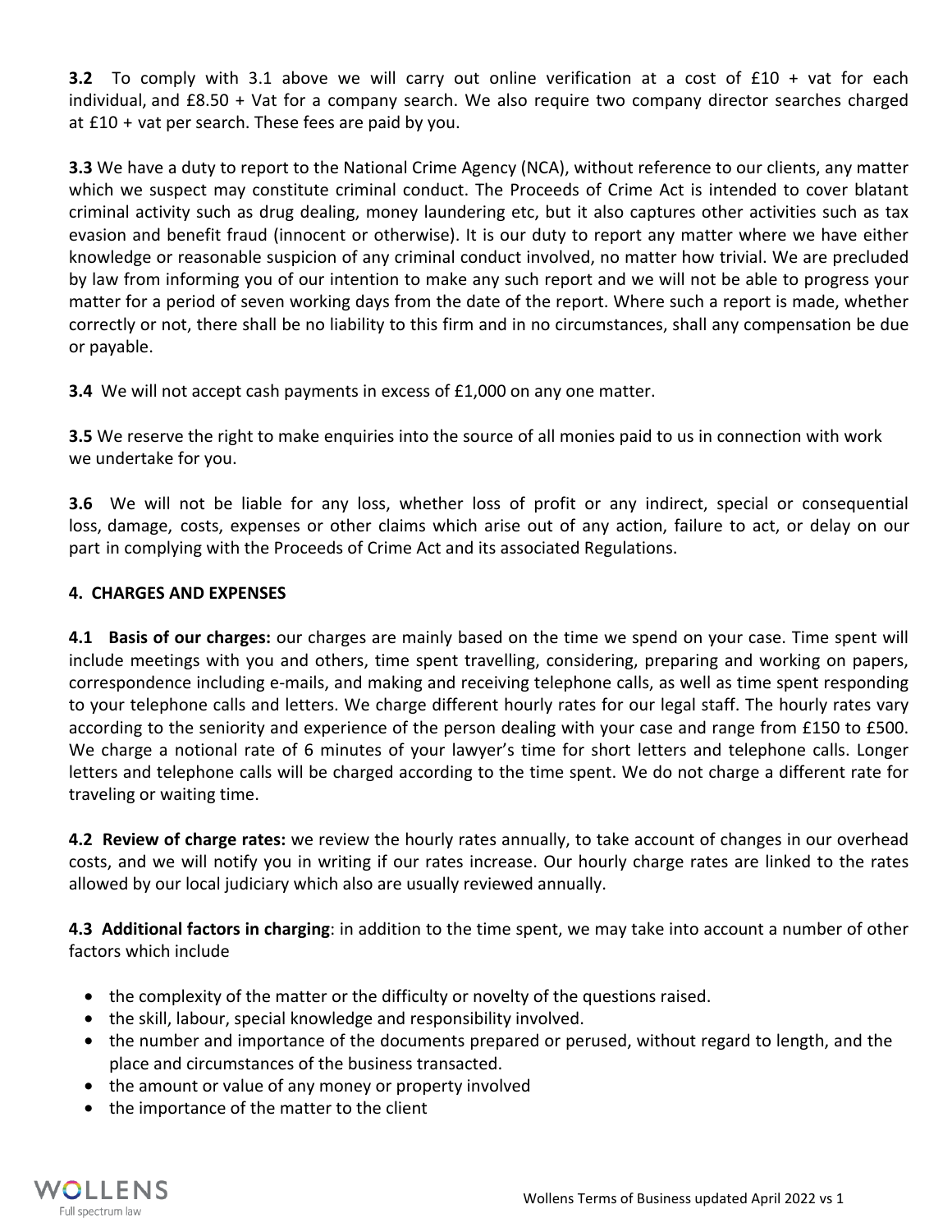**3.2** To comply with 3.1 above we will carry out online verification at a cost of £10 + vat for each individual, and £8.50 + Vat for a company search. We also require two company director searches charged at £10 + vat per search. These fees are paid by you.

**3.3** We have a duty to report to the National Crime Agency (NCA), without reference to our clients, any matter which we suspect may constitute criminal conduct. The Proceeds of Crime Act is intended to cover blatant criminal activity such as drug dealing, money laundering etc, but it also captures other activities such as tax evasion and benefit fraud (innocent or otherwise). It is our duty to report any matter where we have either knowledge or reasonable suspicion of any criminal conduct involved, no matter how trivial. We are precluded by law from informing you of our intention to make any such report and we will not be able to progress your matter for a period of seven working days from the date of the report. Where such a report is made, whether correctly or not, there shall be no liability to this firm and in no circumstances, shall any compensation be due or payable.

**3.4** We will not accept cash payments in excess of £1,000 on any one matter.

**3.5** We reserve the right to make enquiries into the source of all monies paid to us in connection with work we undertake for you.

**3.6** We will not be liable for any loss, whether loss of profit or any indirect, special or consequential loss, damage, costs, expenses or other claims which arise out of any action, failure to act, or delay on our part in complying with the Proceeds of Crime Act and its associated Regulations.

## 4. CHARGES AND EXPENSES

**4.1 Basis of our charges:** our charges are mainly based on the time we spend on your case. Time spent will include meetings with you and others, time spent travelling, considering, preparing and working on papers, correspondence including e-mails, and making and receiving telephone calls, as well as time spent responding to your telephone calls and letters. We charge different hourly rates for our legal staff. The hourly rates vary according to the seniority and experience of the person dealing with your case and range from £150 to £500. We charge a notional rate of 6 minutes of your lawyer's time for short letters and telephone calls. Longer letters and telephone calls will be charged according to the time spent. We do not charge a different rate for traveling or waiting time.

**4.2 Review of charge rates:** we review the hourly rates annually, to take account of changes in our overhead costs, and we will notify you in writing if our rates increase. Our hourly charge rates are linked to the rates allowed by our local judiciary which also are usually reviewed annually.

**4.3 Additional factors in charging**: in addition to the time spent, we may take into account a number of other factors which include

- the complexity of the matter or the difficulty or novelty of the questions raised.
- the skill, labour, special knowledge and responsibility involved.
- the number and importance of the documents prepared or perused, without regard to length, and the place and circumstances of the business transacted.
- the amount or value of any money or property involved
- the importance of the matter to the client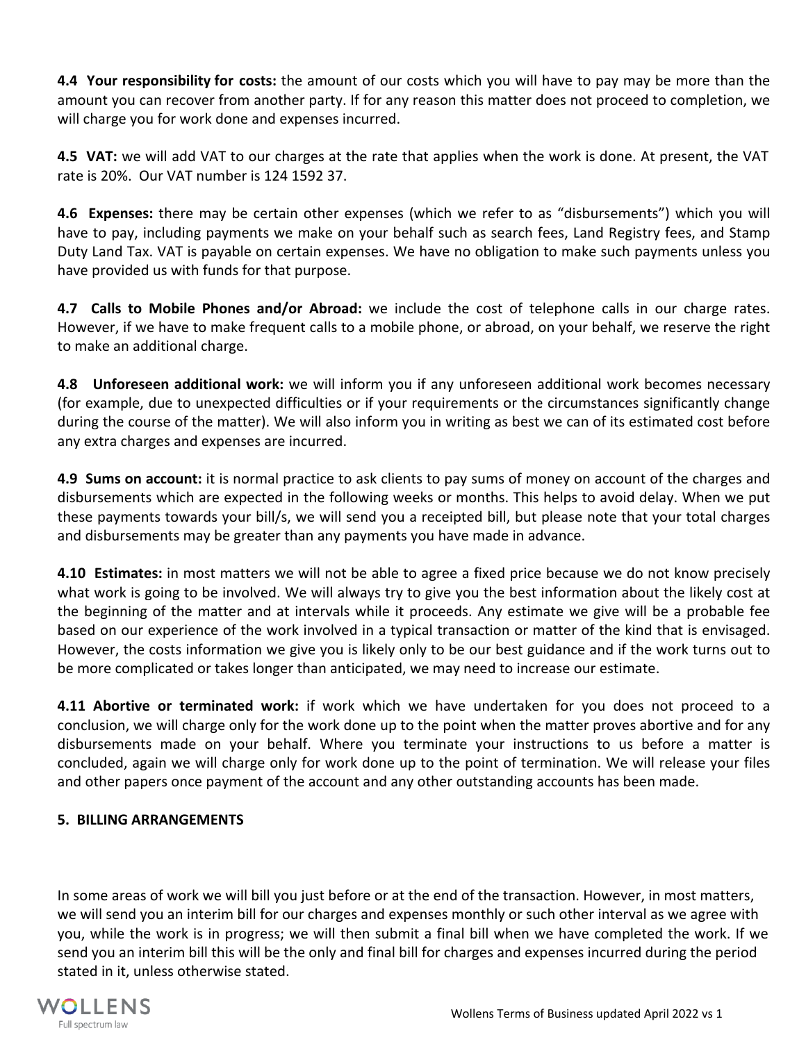**4.4 Your responsibility for costs:** the amount of our costs which you will have to pay may be more than the amount you can recover from another party. If for any reason this matter does not proceed to completion, we will charge you for work done and expenses incurred.

**4.5 VAT:** we will add VAT to our charges at the rate that applies when the work is done. At present, the VAT rate is 20%. Our VAT number is 124 1592 37.

**4.6 Expenses:** there may be certain other expenses (which we refer to as "disbursements") which you will have to pay, including payments we make on your behalf such as search fees, Land Registry fees, and Stamp Duty Land Tax. VAT is payable on certain expenses. We have no obligation to make such payments unless you have provided us with funds for that purpose.

**4.7 Calls to Mobile Phones and/or Abroad:** we include the cost of telephone calls in our charge rates. However, if we have to make frequent calls to a mobile phone, or abroad, on your behalf, we reserve the right to make an additional charge.

**4.8 Unforeseen additional work:** we will inform you if any unforeseen additional work becomes necessary (for example, due to unexpected difficulties or if your requirements or the circumstances significantly change during the course of the matter). We will also inform you in writing as best we can of its estimated cost before any extra charges and expenses are incurred.

**4.9 Sums on account:** it is normal practice to ask clients to pay sums of money on account of the charges and disbursements which are expected in the following weeks or months. This helps to avoid delay. When we put these payments towards your bill/s, we will send you a receipted bill, but please note that your total charges and disbursements may be greater than any payments you have made in advance.

**4.10 Estimates:** in most matters we will not be able to agree a fixed price because we do not know precisely what work is going to be involved. We will always try to give you the best information about the likely cost at the beginning of the matter and at intervals while it proceeds. Any estimate we give will be a probable fee based on our experience of the work involved in a typical transaction or matter of the kind that is envisaged. However, the costs information we give you is likely only to be our best guidance and if the work turns out to be more complicated or takes longer than anticipated, we may need to increase our estimate.

**4.11 Abortive or terminated work:** if work which we have undertaken for you does not proceed to a conclusion, we will charge only for the work done up to the point when the matter proves abortive and for any disbursements made on your behalf. Where you terminate your instructions to us before a matter is concluded, again we will charge only for work done up to the point of termination. We will release your files and other papers once payment of the account and any other outstanding accounts has been made.

**5. BILLING ARRANGEMENTS**

In some areas of work we will bill you just before or at the end of the transaction. However, in most matters, we will send you an interim bill for our charges and expenses monthly or such other interval as we agree with you, while the work is in progress; we will then submit a final bill when we have completed the work. If we send you an interim bill this will be the only and final bill for charges and expenses incurred during the period stated in it, unless otherwise stated.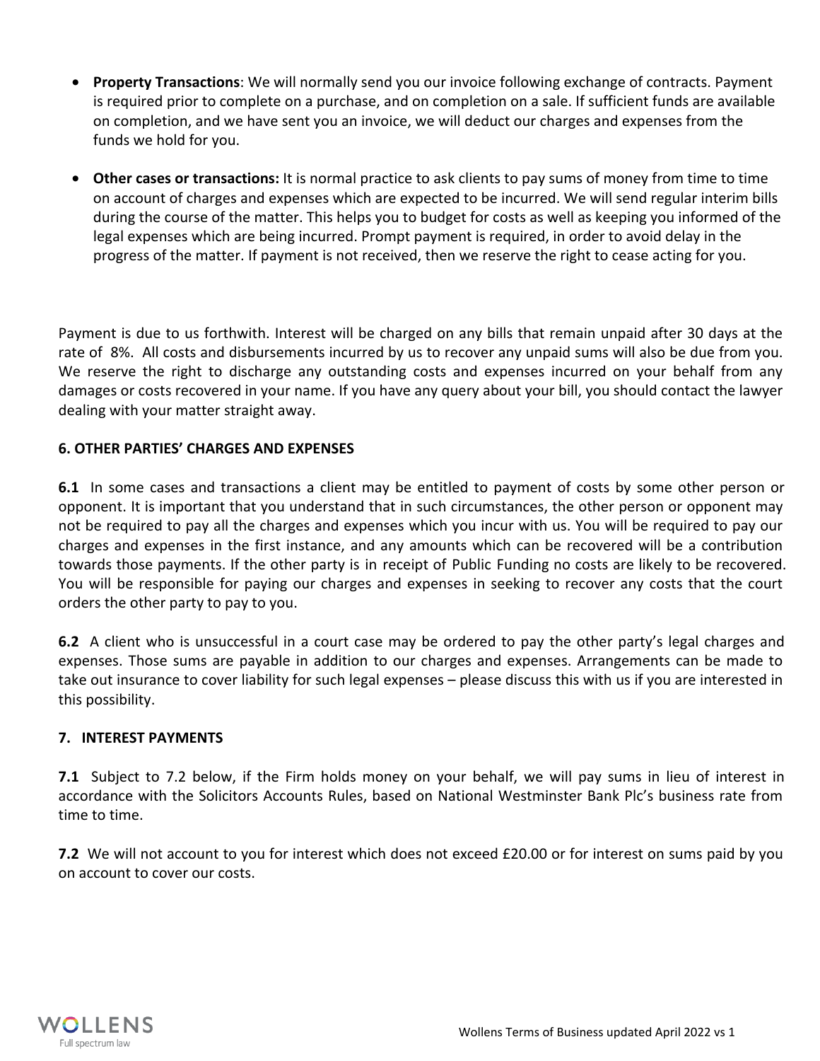- **Property Transactions**: We will normally send you our invoice following exchange of contracts. Payment is required prior to complete on a purchase, and on completion on a sale. If sufficient funds are available on completion, and we have sent you an invoice, we will deduct our charges and expenses from the funds we hold for you.

- **Other cases or transactions:** It is normal practice to ask clients to pay sums of money from time to time on account of charges and expenses which are expected to be incurred. We will send regular interim bills during the course of the matter. This helps you to budget for costs as well as keeping you informed of the legal expenses which are being incurred. Prompt payment is required, in order to avoid delay in the progress of the matter. If payment is not received, then we reserve the right to cease acting for you.

Payment is due to us forthwith. Interest will be charged on any bills that remain unpaid after 30 days at the rate of 8%. All costs and disbursements incurred by us to recover any unpaid sums will also be due from you. We reserve the right to discharge any outstanding costs and expenses incurred on your behalf from any damages or costs recovered in your name. If you have any query about your bill, you should contact the lawyer dealing with your matter straight away.

### 6. OTHER PARTIES' CHARGES AND EXPENSES

**6.1** In some cases and transactions a client may be entitled to payment of costs by some other person or opponent. It is important that you understand that in such circumstances, the other person or opponent may not be required to pay all the charges and expenses which you incur with us. You will be required to pay our charges and expenses in the first instance, and any amounts which can be recovered will be a contribution towards those payments. If the other party is in receipt of Public Funding no costs are likely to be recovered. You will be responsible for paying our charges and expenses in seeking to recover any costs that the court orders the other party to pay to you.

**6.2** A client who is unsuccessful in a court case may be ordered to pay the other party's legal charges and expenses. Those sums are payable in addition to our charges and expenses. Arrangements can be made to take out insurance to cover liability for such legal expenses – please discuss this with us if you are interested in this possibility.

### 7. INTEREST PAYMENTS

**7.1** Subject to 7.2 below, if the Firm holds money on your behalf, we will pay sums in lieu of interest in accordance with the Solicitors Accounts Rules, based on National Westminster Bank Plc's business rate from time to time.

**7.2** We will not account to you for interest which does not exceed £20.00 or for interest on sums paid by you on account to cover our costs.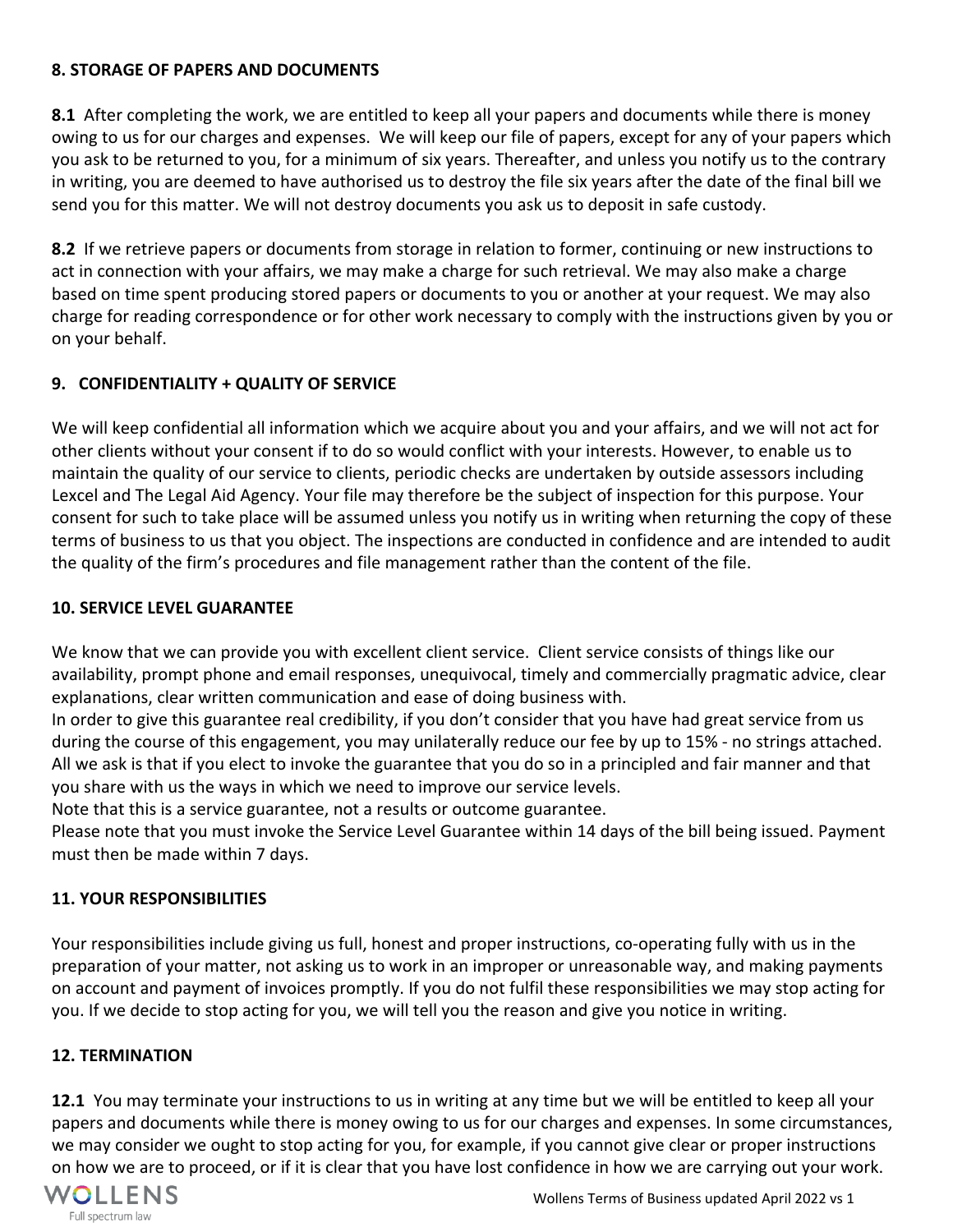## 8. STORAGE OF PAPERS AND DOCUMENTS

**8.1** After completing the work, we are entitled to keep all your papers and documents while there is money owing to us for our charges and expenses. We will keep our file of papers, except for any of your papers which you ask to be returned to you, for a minimum of six years. Thereafter, and unless you notify us to the contrary in writing, you are deemed to have authorised us to destroy the file six years after the date of the final bill we send you for this matter. We will not destroy documents you ask us to deposit in safe custody.

**8.2** If we retrieve papers or documents from storage in relation to former, continuing or new instructions to act in connection with your affairs, we may make a charge for such retrieval. We may also make a charge based on time spent producing stored papers or documents to you or another at your request. We may also charge for reading correspondence or for other work necessary to comply with the instructions given by you or on your behalf.

## 9. CONFIDENTIALITY + QUALITY OF SERVICE

We will keep confidential all information which we acquire about you and your affairs, and we will not act for other clients without your consent if to do so would conflict with your interests. However, to enable us to maintain the quality of our service to clients, periodic checks are undertaken by outside assessors including Lexcel and The Legal Aid Agency. Your file may therefore be the subject of inspection for this purpose. Your consent for such to take place will be assumed unless you notify us in writing when returning the copy of these terms of business to us that you object. The inspections are conducted in confidence and are intended to audit the quality of the firm's procedures and file management rather than the content of the file.

## 10. SERVICE LEVEL GUARANTEE

We know that we can provide you with excellent client service. Client service consists of things like our availability, prompt phone and email responses, unequivocal, timely and commercially pragmatic advice, clear explanations, clear written communication and ease of doing business with.
In order to give this guarantee real credibility, if you don't consider that you have had great service from us during the course of this engagement, you may unilaterally reduce our fee by up to 15% - no strings attached. All we ask is that if you elect to invoke the guarantee that you do so in a principled and fair manner and that you share with us the ways in which we need to improve our service levels.
Note that this is a service guarantee, not a results or outcome guarantee.
Please note that you must invoke the Service Level Guarantee within 14 days of the bill being issued. Payment must then be made within 7 days.

## 11. YOUR RESPONSIBILITIES

Your responsibilities include giving us full, honest and proper instructions, co-operating fully with us in the preparation of your matter, not asking us to work in an improper or unreasonable way, and making payments on account and payment of invoices promptly. If you do not fulfil these responsibilities we may stop acting for you. If we decide to stop acting for you, we will tell you the reason and give you notice in writing.

## 12. TERMINATION

**12.1** You may terminate your instructions to us in writing at any time but we will be entitled to keep all your papers and documents while there is money owing to us for our charges and expenses. In some circumstances, we may consider we ought to stop acting for you, for example, if you cannot give clear or proper instructions on how we are to proceed, or if it is clear that you have lost confidence in how we are carrying out your work.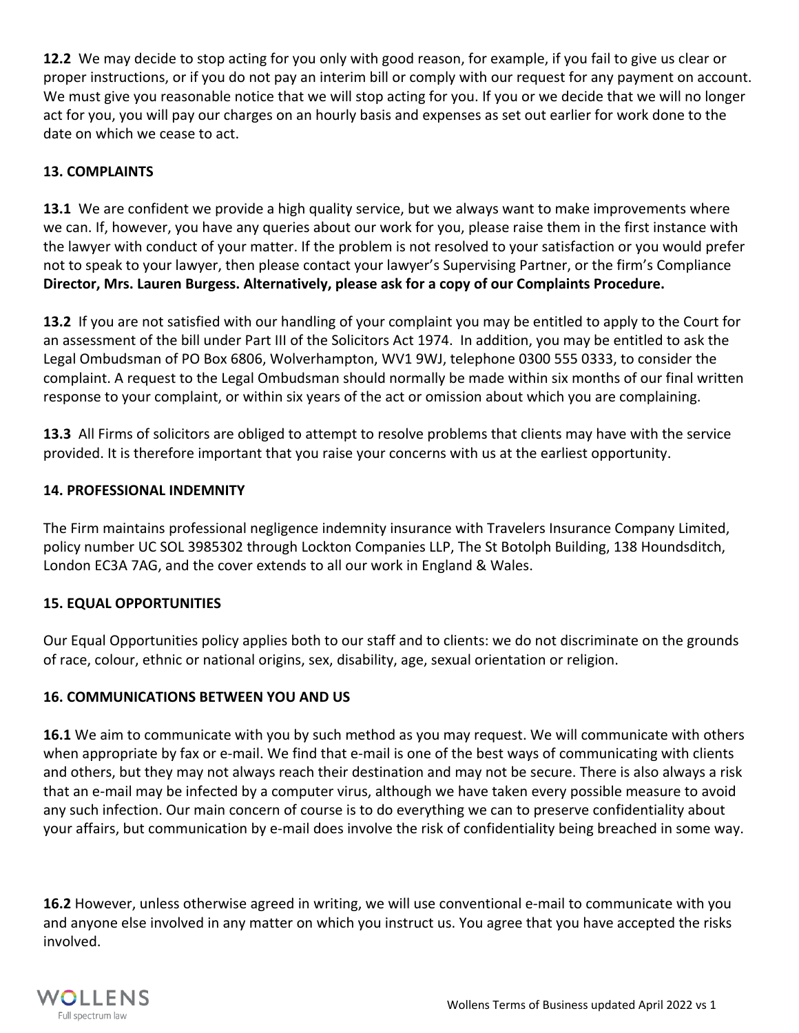**12.2** We may decide to stop acting for you only with good reason, for example, if you fail to give us clear or proper instructions, or if you do not pay an interim bill or comply with our request for any payment on account. We must give you reasonable notice that we will stop acting for you. If you or we decide that we will no longer act for you, you will pay our charges on an hourly basis and expenses as set out earlier for work done to the date on which we cease to act.

### 13. COMPLAINTS

**13.1** We are confident we provide a high quality service, but we always want to make improvements where we can. If, however, you have any queries about our work for you, please raise them in the first instance with the lawyer with conduct of your matter. If the problem is not resolved to your satisfaction or you would prefer not to speak to your lawyer, then please contact your lawyer's Supervising Partner, or the firm's Compliance **Director, Mrs. Lauren Burgess. Alternatively, please ask for a copy of our Complaints Procedure.**

**13.2** If you are not satisfied with our handling of your complaint you may be entitled to apply to the Court for an assessment of the bill under Part III of the Solicitors Act 1974. In addition, you may be entitled to ask the Legal Ombudsman of PO Box 6806, Wolverhampton, WV1 9WJ, telephone 0300 555 0333, to consider the complaint. A request to the Legal Ombudsman should normally be made within six months of our final written response to your complaint, or within six years of the act or omission about which you are complaining.

**13.3** All Firms of solicitors are obliged to attempt to resolve problems that clients may have with the service provided. It is therefore important that you raise your concerns with us at the earliest opportunity.

### 14. PROFESSIONAL INDEMNITY

The Firm maintains professional negligence indemnity insurance with Travelers Insurance Company Limited, policy number UC SOL 3985302 through Lockton Companies LLP, The St Botolph Building, 138 Houndsditch, London EC3A 7AG, and the cover extends to all our work in England & Wales.

### 15. EQUAL OPPORTUNITIES

Our Equal Opportunities policy applies both to our staff and to clients: we do not discriminate on the grounds of race, colour, ethnic or national origins, sex, disability, age, sexual orientation or religion.

### 16. COMMUNICATIONS BETWEEN YOU AND US

**16.1** We aim to communicate with you by such method as you may request. We will communicate with others when appropriate by fax or e-mail. We find that e-mail is one of the best ways of communicating with clients and others, but they may not always reach their destination and may not be secure. There is also always a risk that an e-mail may be infected by a computer virus, although we have taken every possible measure to avoid any such infection. Our main concern of course is to do everything we can to preserve confidentiality about your affairs, but communication by e-mail does involve the risk of confidentiality being breached in some way.

**16.2** However, unless otherwise agreed in writing, we will use conventional e-mail to communicate with you and anyone else involved in any matter on which you instruct us. You agree that you have accepted the risks involved.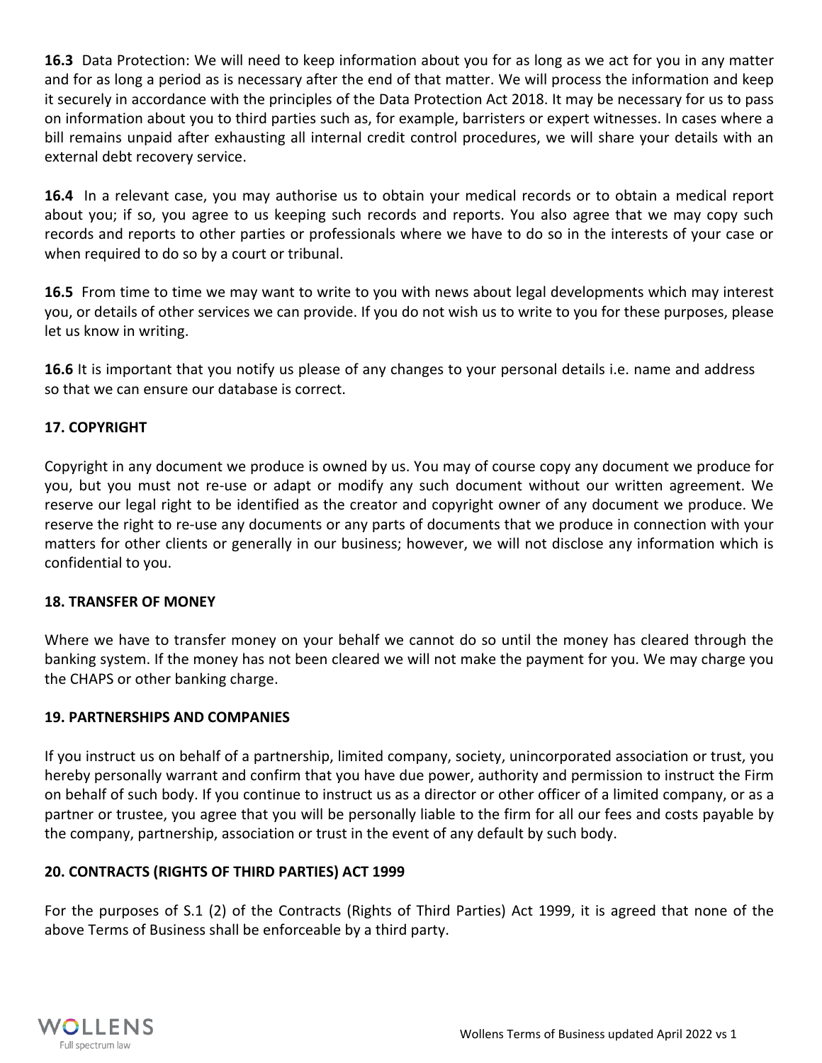**16.3** Data Protection: We will need to keep information about you for as long as we act for you in any matter and for as long a period as is necessary after the end of that matter. We will process the information and keep it securely in accordance with the principles of the Data Protection Act 2018. It may be necessary for us to pass on information about you to third parties such as, for example, barristers or expert witnesses. In cases where a bill remains unpaid after exhausting all internal credit control procedures, we will share your details with an external debt recovery service.

**16.4** In a relevant case, you may authorise us to obtain your medical records or to obtain a medical report about you; if so, you agree to us keeping such records and reports. You also agree that we may copy such records and reports to other parties or professionals where we have to do so in the interests of your case or when required to do so by a court or tribunal.

**16.5** From time to time we may want to write to you with news about legal developments which may interest you, or details of other services we can provide. If you do not wish us to write to you for these purposes, please let us know in writing.

**16.6** It is important that you notify us please of any changes to your personal details i.e. name and address so that we can ensure our database is correct.

## 17. COPYRIGHT

Copyright in any document we produce is owned by us. You may of course copy any document we produce for you, but you must not re-use or adapt or modify any such document without our written agreement. We reserve our legal right to be identified as the creator and copyright owner of any document we produce. We reserve the right to re-use any documents or any parts of documents that we produce in connection with your matters for other clients or generally in our business; however, we will not disclose any information which is confidential to you.

## 18. TRANSFER OF MONEY

Where we have to transfer money on your behalf we cannot do so until the money has cleared through the banking system. If the money has not been cleared we will not make the payment for you. We may charge you the CHAPS or other banking charge.

## 19. PARTNERSHIPS AND COMPANIES

If you instruct us on behalf of a partnership, limited company, society, unincorporated association or trust, you hereby personally warrant and confirm that you have due power, authority and permission to instruct the Firm on behalf of such body. If you continue to instruct us as a director or other officer of a limited company, or as a partner or trustee, you agree that you will be personally liable to the firm for all our fees and costs payable by the company, partnership, association or trust in the event of any default by such body.

## 20. CONTRACTS (RIGHTS OF THIRD PARTIES) ACT 1999

For the purposes of S.1 (2) of the Contracts (Rights of Third Parties) Act 1999, it is agreed that none of the above Terms of Business shall be enforceable by a third party.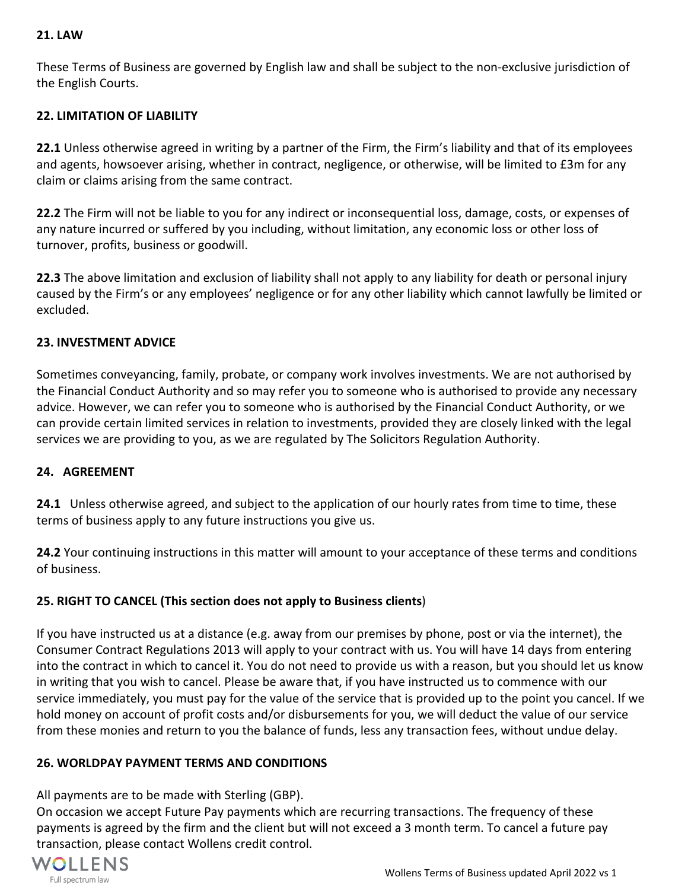**21. LAW**

These Terms of Business are governed by English law and shall be subject to the non-exclusive jurisdiction of the English Courts.

**22. LIMITATION OF LIABILITY**

**22.1** Unless otherwise agreed in writing by a partner of the Firm, the Firm's liability and that of its employees and agents, howsoever arising, whether in contract, negligence, or otherwise, will be limited to £3m for any claim or claims arising from the same contract.

**22.2** The Firm will not be liable to you for any indirect or inconsequential loss, damage, costs, or expenses of any nature incurred or suffered by you including, without limitation, any economic loss or other loss of turnover, profits, business or goodwill.

**22.3** The above limitation and exclusion of liability shall not apply to any liability for death or personal injury caused by the Firm's or any employees' negligence or for any other liability which cannot lawfully be limited or excluded.

**23. INVESTMENT ADVICE**

Sometimes conveyancing, family, probate, or company work involves investments. We are not authorised by the Financial Conduct Authority and so may refer you to someone who is authorised to provide any necessary advice. However, we can refer you to someone who is authorised by the Financial Conduct Authority, or we can provide certain limited services in relation to investments, provided they are closely linked with the legal services we are providing to you, as we are regulated by The Solicitors Regulation Authority.

**24. AGREEMENT**

**24.1** Unless otherwise agreed, and subject to the application of our hourly rates from time to time, these terms of business apply to any future instructions you give us.

**24.2** Your continuing instructions in this matter will amount to your acceptance of these terms and conditions of business.

**25. RIGHT TO CANCEL (This section does not apply to Business clients)**

If you have instructed us at a distance (e.g. away from our premises by phone, post or via the internet), the Consumer Contract Regulations 2013 will apply to your contract with us. You will have 14 days from entering into the contract in which to cancel it. You do not need to provide us with a reason, but you should let us know in writing that you wish to cancel. Please be aware that, if you have instructed us to commence with our service immediately, you must pay for the value of the service that is provided up to the point you cancel. If we hold money on account of profit costs and/or disbursements for you, we will deduct the value of our service from these monies and return to you the balance of funds, less any transaction fees, without undue delay.

**26. WORLDPAY PAYMENT TERMS AND CONDITIONS**

All payments are to be made with Sterling (GBP).
On occasion we accept Future Pay payments which are recurring transactions. The frequency of these payments is agreed by the firm and the client but will not exceed a 3 month term. To cancel a future pay transaction, please contact Wollens credit control.